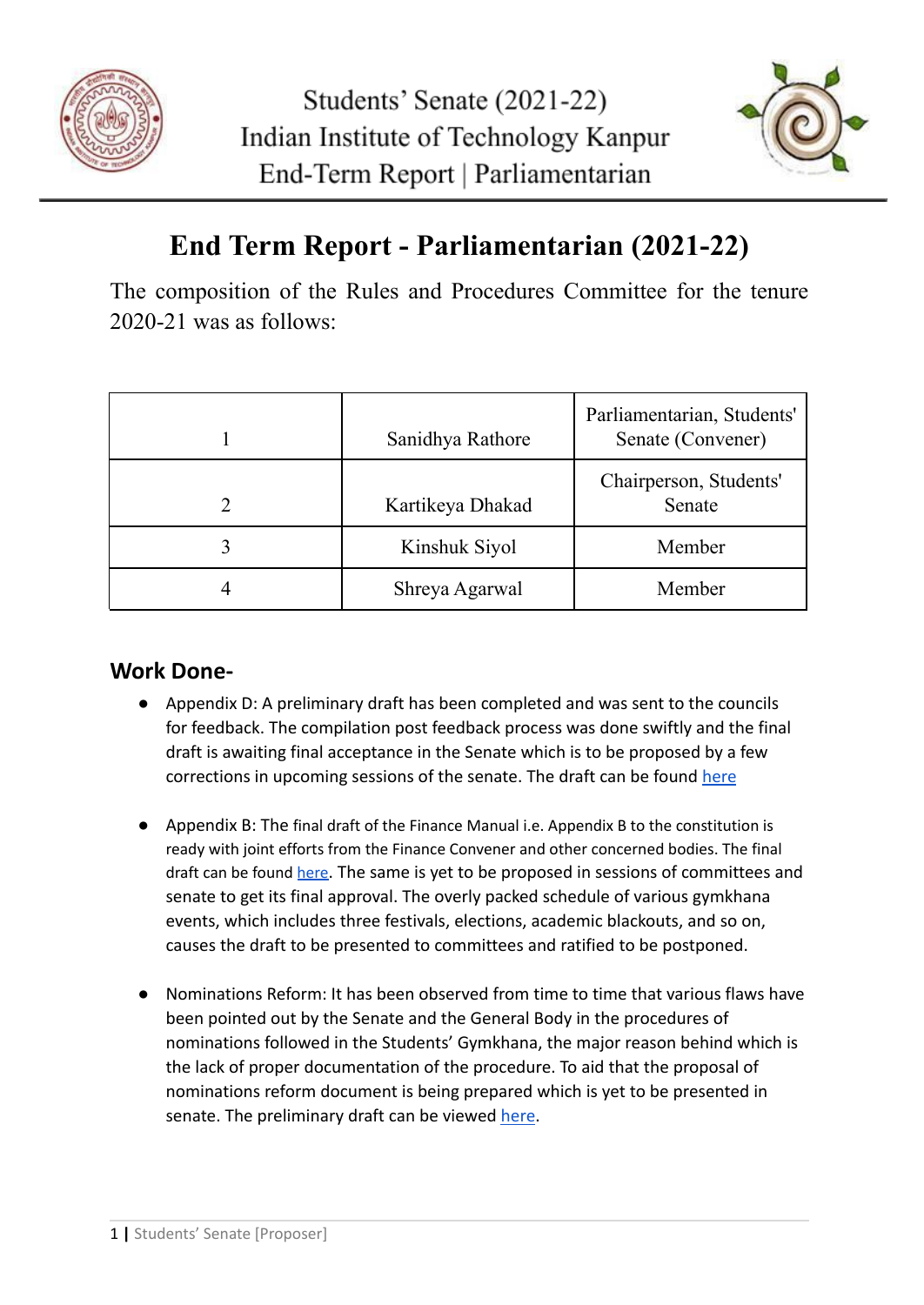# End Term Report - Parliamentarian (2021-22)

The composition of the Rules and Procedures Committee for the tenure 2020-21 was as follows:

| | | |
|---|---|---|
| 1 | Sanidhya Rathore | Parliamentarian, Students' Senate (Convener) |
| 2 | Kartikeya Dhakad | Chairperson, Students' Senate |
| 3 | Kinshuk Siyol | Member |
| 4 | Shreya Agarwal | Member |

## Work Done-

- Appendix D: A preliminary draft has been completed and was sent to the councils for feedback. The compilation post feedback process was done swiftly and the final draft is awaiting final acceptance in the Senate which is to be proposed by a few corrections in upcoming sessions of the senate. The draft can be found here

- Appendix B: The final draft of the Finance Manual i.e. Appendix B to the constitution is ready with joint efforts from the Finance Convener and other concerned bodies. The final draft can be found here. The same is yet to be proposed in sessions of committees and senate to get its final approval. The overly packed schedule of various gymkhana events, which includes three festivals, elections, academic blackouts, and so on, causes the draft to be presented to committees and ratified to be postponed.

- Nominations Reform: It has been observed from time to time that various flaws have been pointed out by the Senate and the General Body in the procedures of nominations followed in the Students' Gymkhana, the major reason behind which is the lack of proper documentation of the procedure. To aid that the proposal of nominations reform document is being prepared which is yet to be presented in senate. The preliminary draft can be viewed here.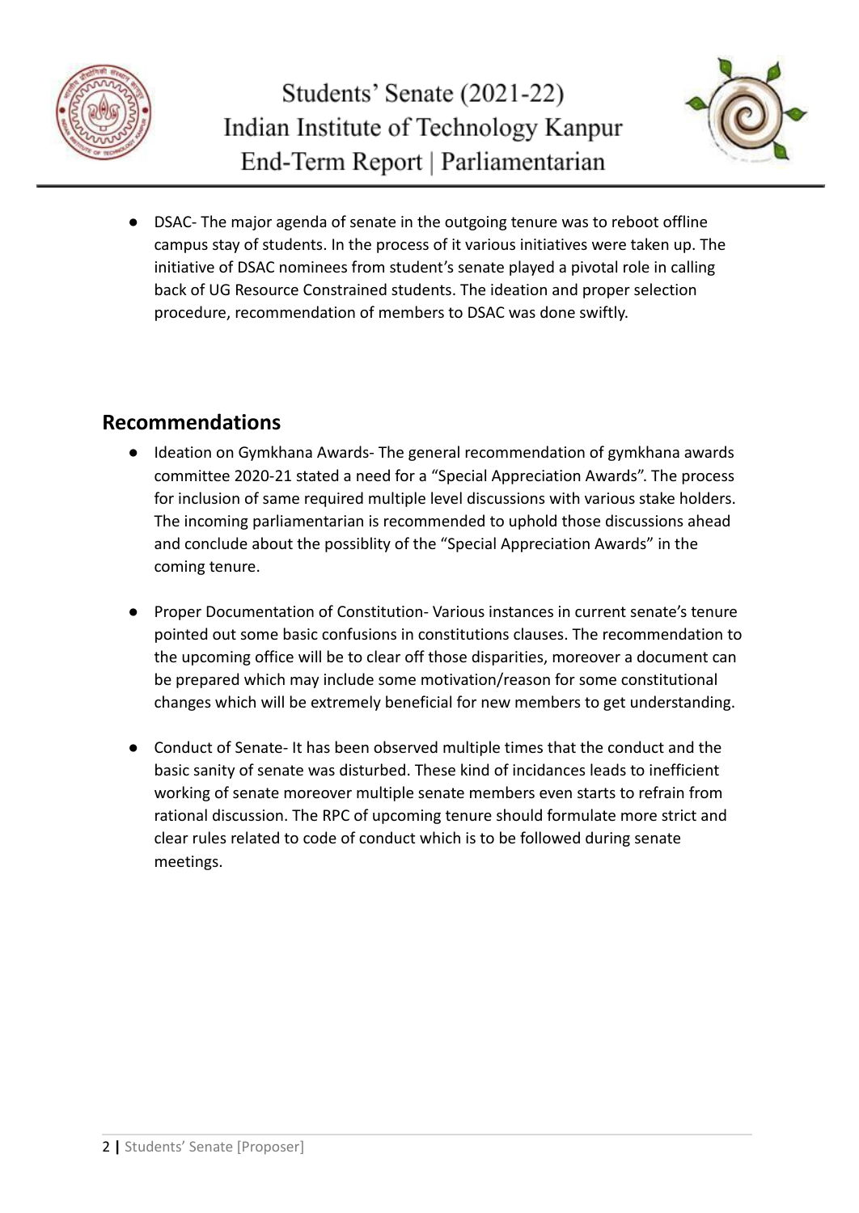- DSAC- The major agenda of senate in the outgoing tenure was to reboot offline campus stay of students. In the process of it various initiatives were taken up. The initiative of DSAC nominees from student's senate played a pivotal role in calling back of UG Resource Constrained students. The ideation and proper selection procedure, recommendation of members to DSAC was done swiftly.

## Recommendations

- Ideation on Gymkhana Awards- The general recommendation of gymkhana awards committee 2020-21 stated a need for a "Special Appreciation Awards". The process for inclusion of same required multiple level discussions with various stake holders. The incoming parliamentarian is recommended to uphold those discussions ahead and conclude about the possiblity of the "Special Appreciation Awards" in the coming tenure.

- Proper Documentation of Constitution- Various instances in current senate's tenure pointed out some basic confusions in constitutions clauses. The recommendation to the upcoming office will be to clear off those disparities, moreover a document can be prepared which may include some motivation/reason for some constitutional changes which will be extremely beneficial for new members to get understanding.

- Conduct of Senate- It has been observed multiple times that the conduct and the basic sanity of senate was disturbed. These kind of incidances leads to inefficient working of senate moreover multiple senate members even starts to refrain from rational discussion. The RPC of upcoming tenure should formulate more strict and clear rules related to code of conduct which is to be followed during senate meetings.